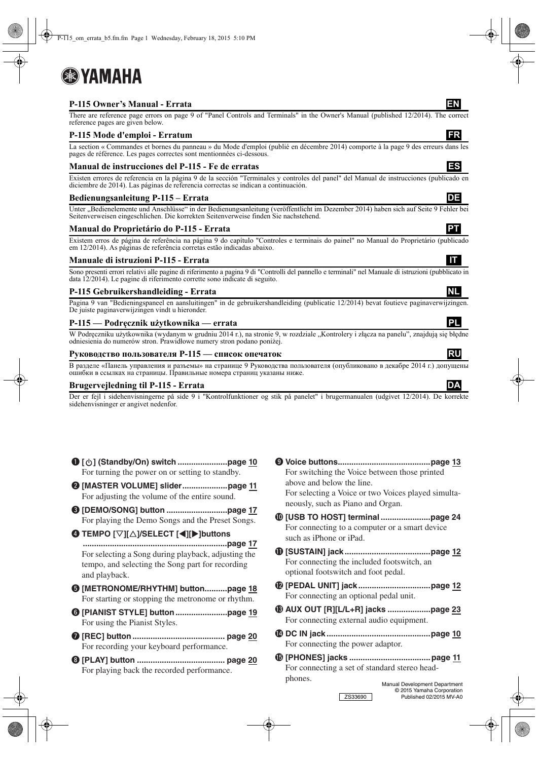**YAMAHA**

## P-115 Owner's Manual - Errata

**EN**

There are reference page errors on page 9 of "Panel Controls and Terminals" in the Owner's Manual (published 12/2014). The correct reference pages are given below.

## P-115 Mode d'emploi - Erratum

**FR**

La section « Commandes et bornes du panneau » du Mode d'emploi (publié en décembre 2014) comporte à la page 9 des erreurs dans les pages de référence. Les pages correctes sont mentionnées ci-dessous.

## Manual de instrucciones del P-115 - Fe de erratas

**ES**

Existen errores de referencia en la página 9 de la sección "Terminales y controles del panel" del Manual de instrucciones (publicado en diciembre de 2014). Las páginas de referencia correctas se indican a continuación.

## Bedienungsanleitung P-115 – Errata

**DE**

Unter „Bedienelemente und Anschlüsse" in der Bedienungsanleitung (veröffentlicht im Dezember 2014) haben sich auf Seite 9 Fehler bei Seitenverweisen eingeschlichen. Die korrekten Seitenverweise finden Sie nachstehend.

## Manual do Proprietário do P-115 - Errata

**PT**

Existem erros de página de referência na página 9 do capítulo "Controles e terminais do painel" no Manual do Proprietário (publicado em 12/2014). As páginas de referência corretas estão indicadas abaixo.

## Manuale di istruzioni P-115 - Errata

**IT**

Sono presenti errori relativi alle pagine di riferimento a pagina 9 di "Controlli del pannello e terminali" nel Manuale di istruzioni (pubblicato in data 12/2014). Le pagine di riferimento corrette sono indicate di seguito.

## P-115 Gebruikershandleiding - Errata

**NL**

Pagina 9 van "Bedieningspaneel en aansluitingen" in de gebruikershandleiding (publicatie 12/2014) bevat foutieve paginaverwijzingen. De juiste paginaverwijzingen vindt u hieronder.

## P-115 — Podręcznik użytkownika — errata

**PL**

W Podręczniku użytkownika (wydanym w grudniu 2014 r.), na stronie 9, w rozdziale „Kontrolery i złącza na panelu", znajdują się błędne odniesienia do numerów stron. Prawidłowe numery stron podano poniżej.

## Руководство пользователя P-115 — список опечаток

**RU**

В разделе «Панель управления и разъемы» на странице 9 Руководства пользователя (опубликовано в декабре 2014 г.) допущены ошибки в ссылках на страницы. Правильные номера страниц указаны ниже.

## Brugervejledning til P-115 - Errata

**DA**

Der er fejl i sidehenvisningerne på side 9 i "Kontrolfunktioner og stik på panelet" i brugermanualen (udgivet 12/2014). De korrekte sidehenvisninger er angivet nedenfor.

---

❶ **[⏻] (Standby/On) switch ...................... page 10**
For turning the power on or setting to standby.

❷ **[MASTER VOLUME] slider .................... page 11**
For adjusting the volume of the entire sound.

❸ **[DEMO/SONG] button ........................... page 17**
For playing the Demo Songs and the Preset Songs.

❹ **TEMPO [▽][△]/SELECT [◀][▶]buttons ................................................................ page 17**
For selecting a Song during playback, adjusting the tempo, and selecting the Song part for recording and playback.

❺ **[METRONOME/RHYTHM] button.......... page 18**
For starting or stopping the metronome or rhythm.

❻ **[PIANIST STYLE] button ....................... page 19**
For using the Pianist Styles.

❼ **[REC] button ......................................... page 20**
For recording your keyboard performance.

❽ **[PLAY] button ....................................... page 20**
For playing back the recorded performance.

❾ **Voice buttons......................................... page 13**
For switching the Voice between those printed above and below the line.
For selecting a Voice or two Voices played simultaneously, such as Piano and Organ.

❿ **[USB TO HOST] terminal ...................... page 24**
For connecting to a computer or a smart device such as iPhone or iPad.

⓫ **[SUSTAIN] jack ...................................... page 12**
For connecting the included footswitch, an optional footswitch and foot pedal.

⓬ **[PEDAL UNIT] jack ................................ page 12**
For connecting an optional pedal unit.

⓭ **AUX OUT [R][L/L+R] jacks ................... page 23**
For connecting external audio equipment.

⓮ **DC IN jack .............................................. page 10**
For connecting the power adaptor.

⓯ **[PHONES] jacks .................................... page 11**
For connecting a set of standard stereo headphones.

ZS33690

Manual Development Department
© 2015 Yamaha Corporation
Published 02/2015 MV-A0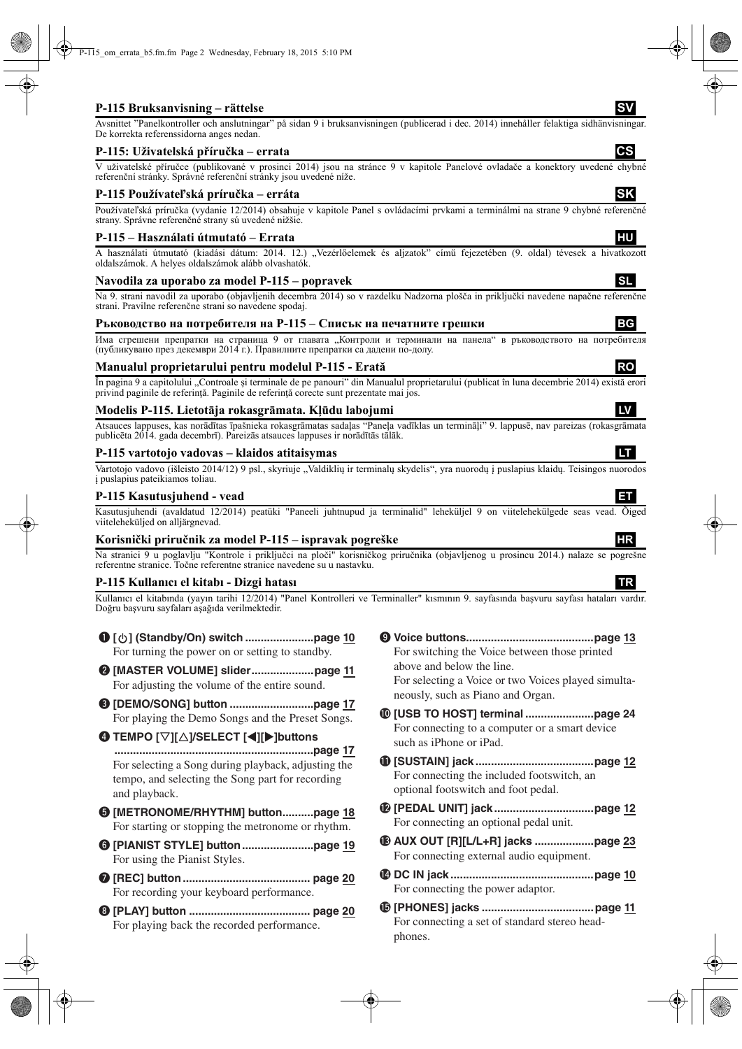## P-115 Bruksanvisning – rättelse

**SV**

Avsnittet "Panelkontroller och anslutningar" på sidan 9 i bruksanvisningen (publicerad i dec. 2014) innehåller felaktiga sidhänvisningar. De korrekta referenssidorna anges nedan.

## P-115: Uživatelská příručka – errata

**CS**

V uživatelské příručce (publikované v prosinci 2014) jsou na stránce 9 v kapitole Panelové ovladače a konektory uvedené chybné referenční stránky. Správné referenční stránky jsou uvedené níže.

## P-115 Používateľská príručka – errata

**SK**

Používateľská príručka (vydanie 12/2014) obsahuje v kapitole Panel s ovládacími prvkami a terminálmi na strane 9 chybné referenčné strany. Správne referenčné strany sú uvedené nižšie.

## P-115 – Használati útmutató – Errata

**HU**

A használati útmutató (kiadási dátum: 2014. 12.) „Vezérlőelemek és aljzatok" című fejezetében (9. oldal) tévesek a hivatkozott oldalszámok. A helyes oldalszámok alább olvashatók.

## Navodila za uporabo za model P-115 – popravek

**SL**

Na 9. strani navodil za uporabo (objavljenih decembra 2014) so v razdelku Nadzorna plošča in priključki navedene napačne referenčne strani. Pravilne referenčne strani so navedene spodaj.

## Ръководство на потребителя на P-115 – Списък на печатните грешки

**BG**

Има сгрешени препратки на страница 9 от главата „Контроли и терминали на панела" в ръководството на потребителя (публикувано през декември 2014 г.). Правилните препратки са дадени по-долу.

## Manualul proprietarului pentru modelul P-115 - Erată

**RO**

În pagina 9 a capitolului „Controale şi terminale de pe panouri" din Manualul proprietarului (publicat în luna decembrie 2014) există erori privind paginile de referinţă. Paginile de referinţă corecte sunt prezentate mai jos.

## Modelis P-115. Lietotāja rokasgrāmata. Kļūdu labojumi

**LV**

Atsauces lappuses, kas norādītas īpašnieka rokasgrāmatas sadaļas "Paneļa vadīklas un termināļi" 9. lappusē, nav pareizas (rokasgrāmata publicēta 2014. gada decembrī). Pareizās atsauces lappuses ir norādītas tālāk.

## P-115 vartotojo vadovas – klaidos atitaisymas

**LT**

Vartotojo vadovo (išleisto 2014/12) 9 psl., skyriuje „Valdiklių ir terminalų skydelis", yra nuorodų į puslapius klaidų. Teisingos nuorodos į puslapius pateikiamos toliau.

## P-115 Kasutusjuhend - vead

**ET**

Kasutusjuhendi (avaldatud 12/2014) peatüki "Paneeli juhtnupud ja terminalid" leheküljel 9 on viitelehekülgede seas vead. Õiged viiteleheküljed on alljärgnevad.

## Korisnički priručnik za model P-115 – ispravak pogreške

**HR**

Na stranici 9 u poglavlju "Kontrole i priključci na ploči" korisničkog priručnika (objavljenog u prosincu 2014.) nalaze se pogrešne referentne stranice. Točne referentne stranice navedene su u nastavku.

## P-115 Kullanıcı el kitabı - Dizgi hatası

**TR**

Kullanıcı el kitabında (yayın tarihi 12/2014) "Panel Kontrolleri ve Terminaller" kısmının 9. sayfasında başvuru sayfası hataları vardır. Doğru başvuru sayfaları aşağıda verilmektedir.

❶ **[⏻] (Standby/On) switch ...................... page 10**
For turning the power on or setting to standby.

❷ **[MASTER VOLUME] slider .................... page 11**
For adjusting the volume of the entire sound.

❸ **[DEMO/SONG] button ........................... page 17**
For playing the Demo Songs and the Preset Songs.

❹ **TEMPO [▽][△]/SELECT [◀][▶]buttons ................................................................ page 17**
For selecting a Song during playback, adjusting the tempo, and selecting the Song part for recording and playback.

❺ **[METRONOME/RHYTHM] button.......... page 18**
For starting or stopping the metronome or rhythm.

❻ **[PIANIST STYLE] button ....................... page 19**
For using the Pianist Styles.

❼ **[REC] button ......................................... page 20**
For recording your keyboard performance.

❽ **[PLAY] button ....................................... page 20**
For playing back the recorded performance.

❾ **Voice buttons......................................... page 13**
For switching the Voice between those printed above and below the line.
For selecting a Voice or two Voices played simultaneously, such as Piano and Organ.

❿ **[USB TO HOST] terminal ...................... page 24**
For connecting to a computer or a smart device such as iPhone or iPad.

⓫ **[SUSTAIN] jack ...................................... page 12**
For connecting the included footswitch, an optional footswitch and foot pedal.

⓬ **[PEDAL UNIT] jack ................................ page 12**
For connecting an optional pedal unit.

⓭ **AUX OUT [R][L/L+R] jacks ................... page 23**
For connecting external audio equipment.

⓮ **DC IN jack ............................................. page 10**
For connecting the power adaptor.

⓯ **[PHONES] jacks .................................... page 11**
For connecting a set of standard stereo headphones.